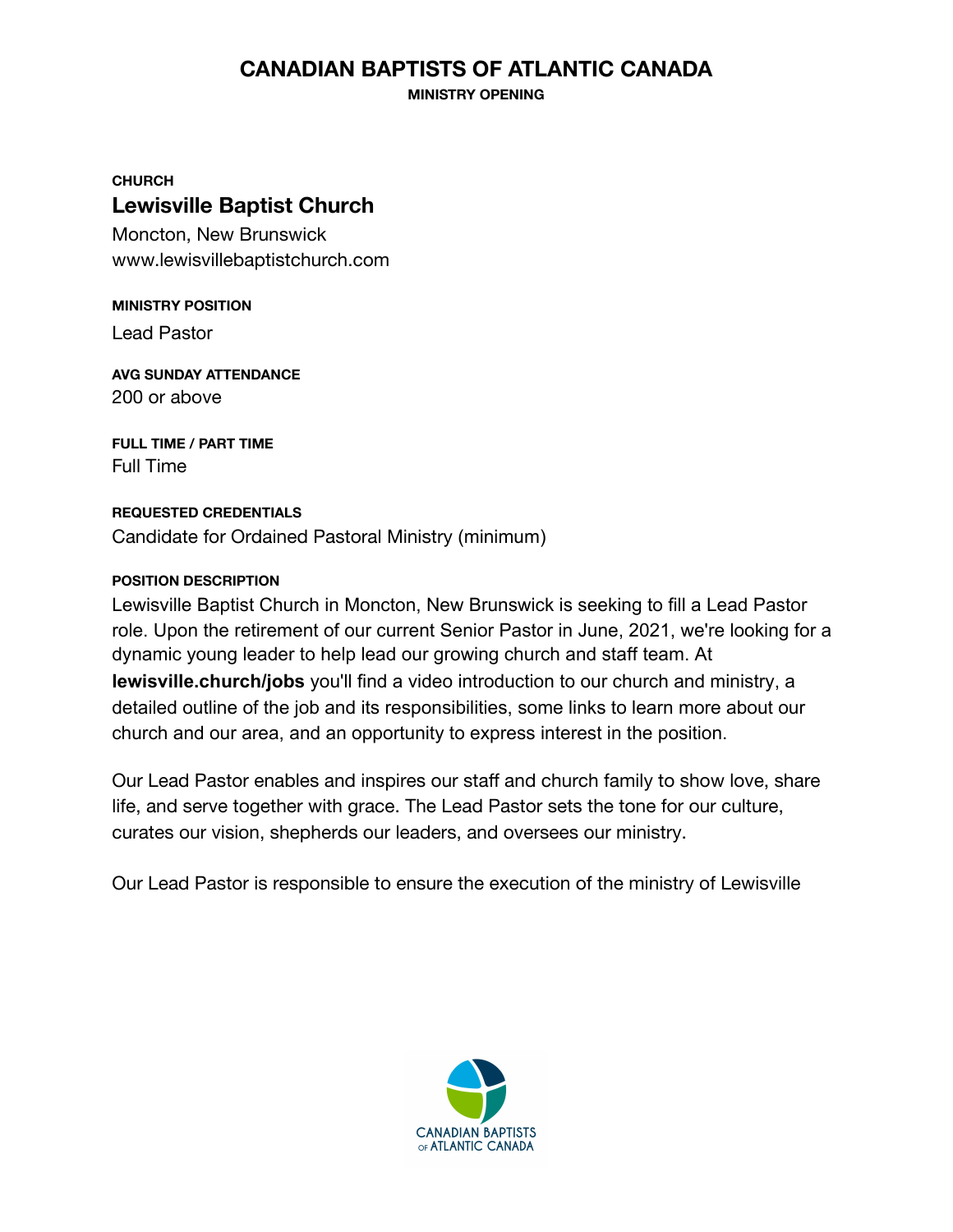# CANADIAN BAPTISTS OF ATLANTIC CANADA

**MINISTRY OPENING**

**CHURCH**

## Lewisville Baptist Church

Moncton, New Brunswick
www.lewisvillebaptistchurch.com

**MINISTRY POSITION**

Lead Pastor

**AVG SUNDAY ATTENDANCE**

200 or above

**FULL TIME / PART TIME**

Full Time

**REQUESTED CREDENTIALS**

Candidate for Ordained Pastoral Ministry (minimum)

**POSITION DESCRIPTION**

Lewisville Baptist Church in Moncton, New Brunswick is seeking to fill a Lead Pastor role. Upon the retirement of our current Senior Pastor in June, 2021, we're looking for a dynamic young leader to help lead our growing church and staff team. At **lewisville.church/jobs** you'll find a video introduction to our church and ministry, a detailed outline of the job and its responsibilities, some links to learn more about our church and our area, and an opportunity to express interest in the position.

Our Lead Pastor enables and inspires our staff and church family to show love, share life, and serve together with grace. The Lead Pastor sets the tone for our culture, curates our vision, shepherds our leaders, and oversees our ministry.

Our Lead Pastor is responsible to ensure the execution of the ministry of Lewisville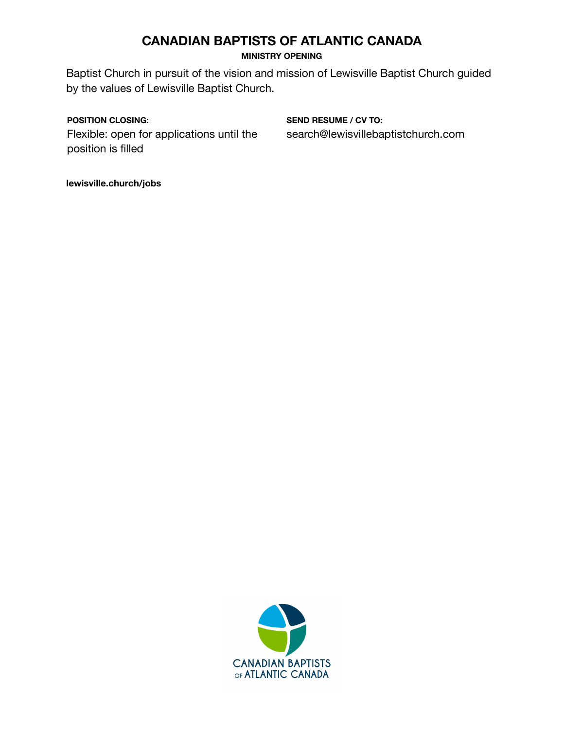Baptist Church in pursuit of the vision and mission of Lewisville Baptist Church guided by the values of Lewisville Baptist Church.

**POSITION CLOSING:**

Flexible: open for applications until the position is filled

**SEND RESUME / CV TO:**

search@lewisvillebaptistchurch.com

**lewisville.church/jobs**